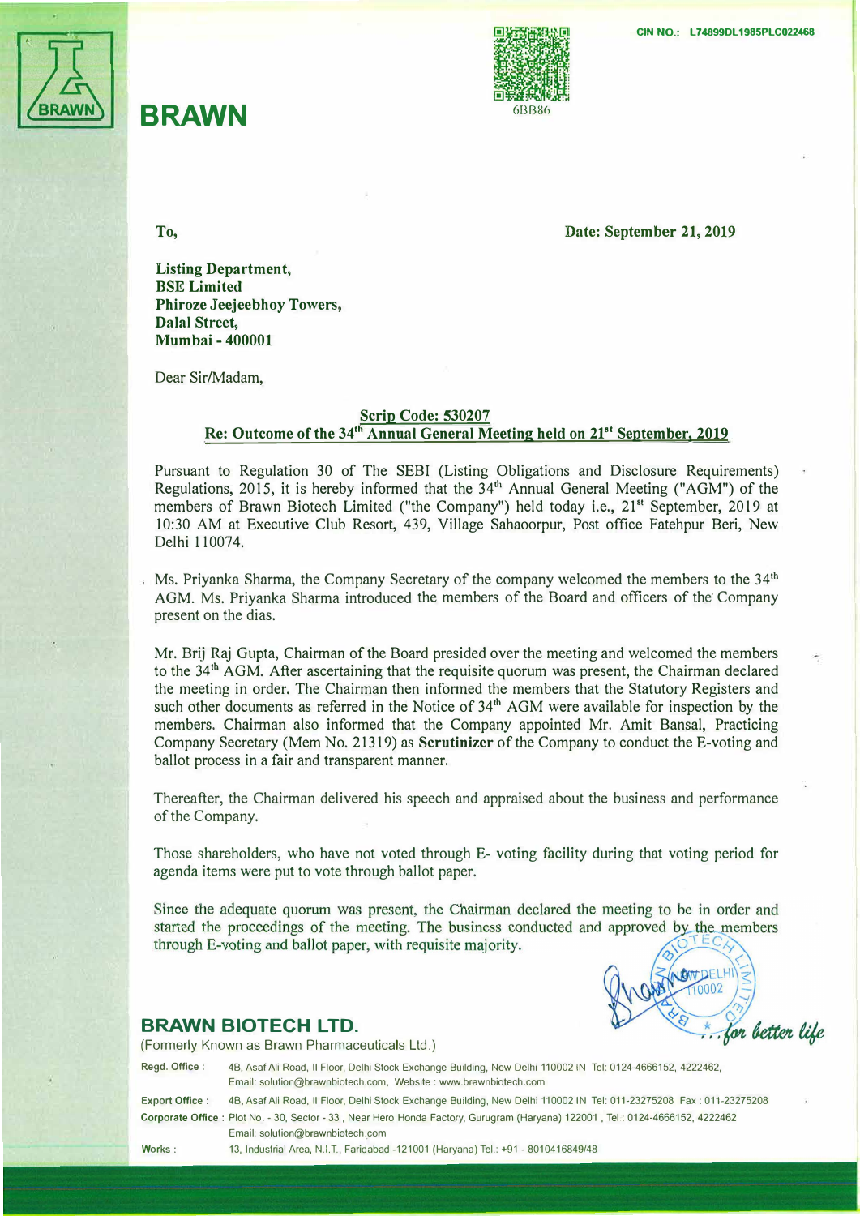CIN NO.: L74899DL1985PLC022468

# BRAWN

To,

**Date: September 21, 2019**

**Listing Department,**
**BSE Limited**
**Phiroze Jeejeebhoy Towers,**
**Dalal Street,**
**Mumbai - 400001**

Dear Sir/Madam,

**Scrip Code: 530207**
**Re: Outcome of the 34th Annual General Meeting held on 21st September, 2019**

Pursuant to Regulation 30 of The SEBI (Listing Obligations and Disclosure Requirements) Regulations, 2015, it is hereby informed that the 34th Annual General Meeting ("AGM") of the members of Brawn Biotech Limited ("the Company") held today i.e., 21st September, 2019 at 10:30 AM at Executive Club Resort, 439, Village Sahaoorpur, Post office Fatehpur Beri, New Delhi 110074.

Ms. Priyanka Sharma, the Company Secretary of the company welcomed the members to the 34th AGM. Ms. Priyanka Sharma introduced the members of the Board and officers of the Company present on the dias.

Mr. Brij Raj Gupta, Chairman of the Board presided over the meeting and welcomed the members to the 34th AGM. After ascertaining that the requisite quorum was present, the Chairman declared the meeting in order. The Chairman then informed the members that the Statutory Registers and such other documents as referred in the Notice of 34th AGM were available for inspection by the members. Chairman also informed that the Company appointed Mr. Amit Bansal, Practicing Company Secretary (Mem No. 21319) as **Scrutinizer** of the Company to conduct the E-voting and ballot process in a fair and transparent manner.

Thereafter, the Chairman delivered his speech and appraised about the business and performance of the Company.

Those shareholders, who have not voted through E- voting facility during that voting period for agenda items were put to vote through ballot paper.

Since the adequate quorum was present, the Chairman declared the meeting to be in order and started the proceedings of the meeting. The business conducted and approved by the members through E-voting and ball paper, with requisite majority.

*...for better life*

**BRAWN BIOTECH LTD.**
(Formerly Known as Brawn Pharmaceuticals Ltd.)

**Regd. Office :** 4B, Asaf Ali Road, II Floor, Delhi Stock Exchange Building, New Delhi 110002 IN Tel: 0124-4666152, 4222462, Email: solution@brawnbiotech.com, Website : www.brawnbiotech.com

**Export Office :** 4B, Asaf Ali Road, II Floor, Delhi Stock Exchange Building, New Delhi 110002 IN Tel: 011-23275208 Fax : 011-23275208

**Corporate Office :** Plot No. - 30, Sector - 33 , Near Hero Honda Factory, Gurugram (Haryana) 122001 , Tel.: 0124-4666152, 4222462 Email: solution@brawnbiotech.com

**Works :** 13, Industrial Area, N.I.T., Faridabad -121001 (Haryana) Tel.: +91 - 8010416849/48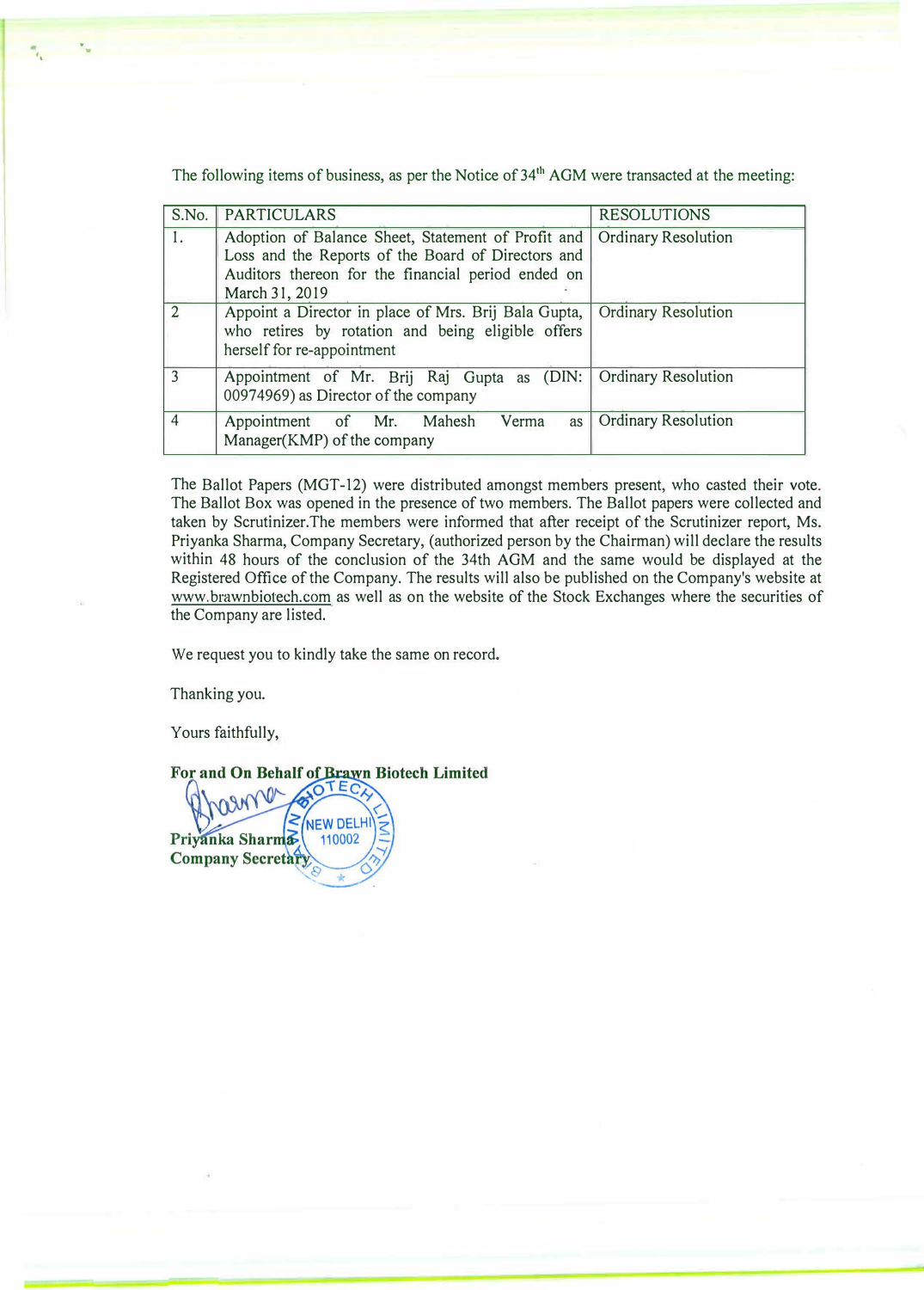The following items of business, as per the Notice of 34th AGM were transacted at the meeting:

| S.No. | PARTICULARS | RESOLUTIONS |
|---|---|---|
| 1. | Adoption of Balance Sheet, Statement of Profit and Loss and the Reports of the Board of Directors and Auditors thereon for the financial period ended on March 31, 2019 | Ordinary Resolution |
| 2 | Appoint a Director in place of Mrs. Brij Bala Gupta, who retires by rotation and being eligible offers herself for re-appointment | Ordinary Resolution |
| 3 | Appointment of Mr. Brij Raj Gupta as (DIN: 00974969) as Director of the company | Ordinary Resolution |
| 4 | Appointment of Mr. Mahesh Verma as Manager(KMP) of the company | Ordinary Resolution |

The Ballot Papers (MGT-12) were distributed amongst members present, who casted their vote. The Ballot Box was opened in the presence of two members. The Ballot papers were collected and taken by Scrutinizer.The members were informed that after receipt of the Scrutinizer report, Ms. Priyanka Sharma, Company Secretary, (authorized person by the Chairman) will declare the results within 48 hours of the conclusion of the 34th AGM and the same would be displayed at the Registered Office of the Company. The results will also be published on the Company's website at www.brawnbiotech.com as well as on the website of the Stock Exchanges where the securities of the Company are listed.

We request you to kindly take the same on record.

Thanking you.

Yours faithfully,

**For and On Behalf of Brawn Biotech Limited**

**Priyanka Sharma**
**Company Secretary**